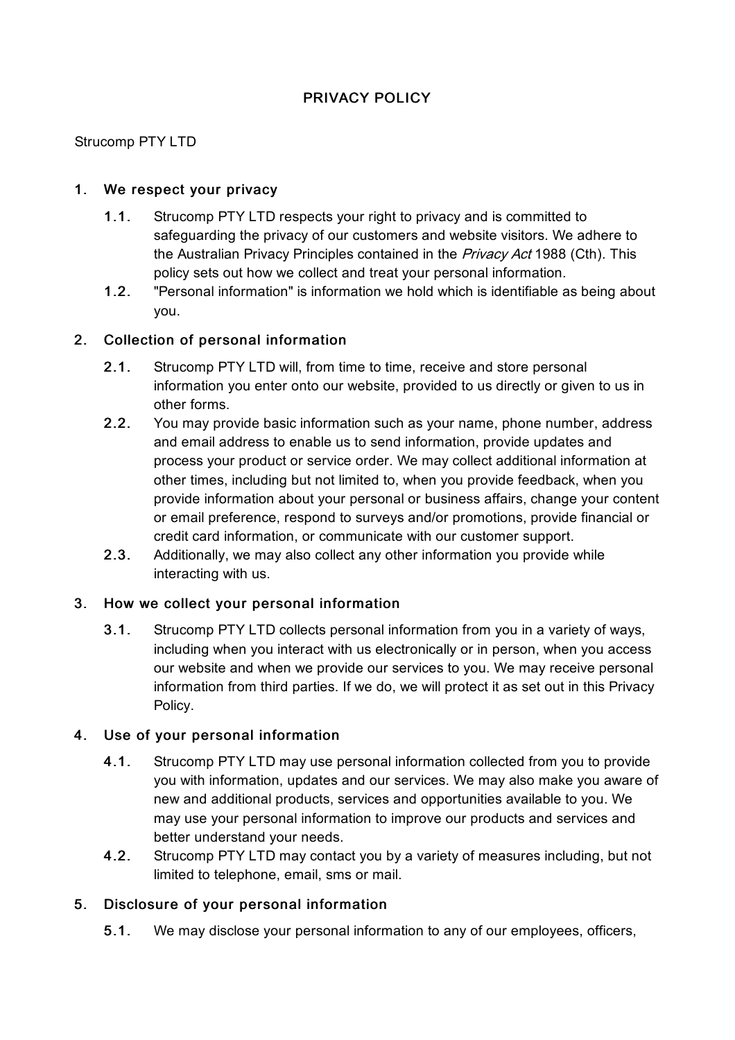# PRIVACY POLICY

Strucomp PTY LTD

## 1. We respect your privacy

1.1. Strucomp PTY LTD respects your right to privacy and is committed to safeguarding the privacy of our customers and website visitors. We adhere to the Australian Privacy Principles contained in the *Privacy Act* 1988 (Cth). This policy sets out how we collect and treat your personal information.

1.2. "Personal information" is information we hold which is identifiable as being about you.

## 2. Collection of personal information

2.1. Strucomp PTY LTD will, from time to time, receive and store personal information you enter onto our website, provided to us directly or given to us in other forms.

2.2. You may provide basic information such as your name, phone number, address and email address to enable us to send information, provide updates and process your product or service order. We may collect additional information at other times, including but not limited to, when you provide feedback, when you provide information about your personal or business affairs, change your content or email preference, respond to surveys and/or promotions, provide financial or credit card information, or communicate with our customer support.

2.3. Additionally, we may also collect any other information you provide while interacting with us.

## 3. How we collect your personal information

3.1. Strucomp PTY LTD collects personal information from you in a variety of ways, including when you interact with us electronically or in person, when you access our website and when we provide our services to you. We may receive personal information from third parties. If we do, we will protect it as set out in this Privacy Policy.

## 4. Use of your personal information

4.1. Strucomp PTY LTD may use personal information collected from you to provide you with information, updates and our services. We may also make you aware of new and additional products, services and opportunities available to you. We may use your personal information to improve our products and services and better understand your needs.

4.2. Strucomp PTY LTD may contact you by a variety of measures including, but not limited to telephone, email, sms or mail.

## 5. Disclosure of your personal information

5.1. We may disclose your personal information to any of our employees, officers,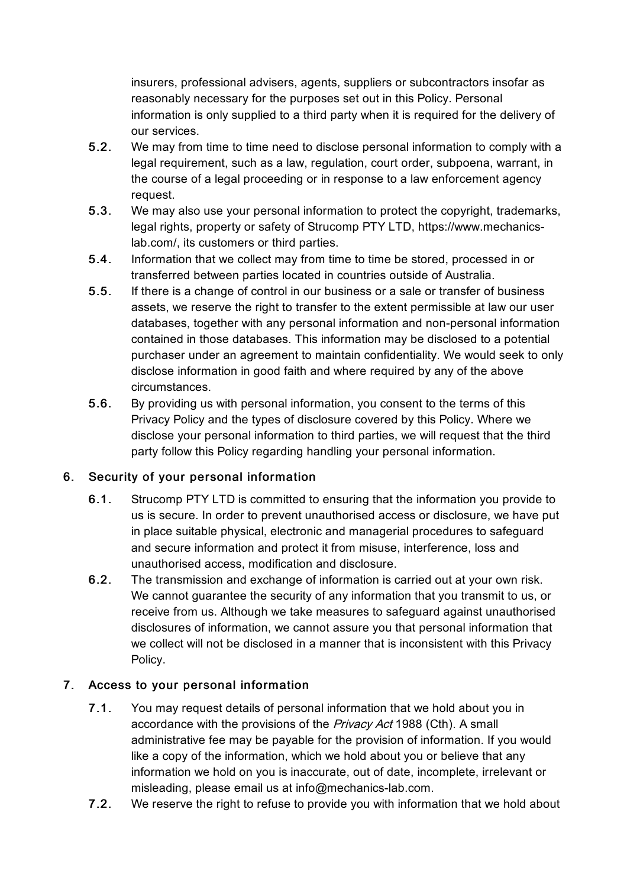insurers, professional advisers, agents, suppliers or subcontractors insofar as reasonably necessary for the purposes set out in this Policy. Personal information is only supplied to a third party when it is required for the delivery of our services.

**5.2.** We may from time to time need to disclose personal information to comply with a legal requirement, such as a law, regulation, court order, subpoena, warrant, in the course of a legal proceeding or in response to a law enforcement agency request.

**5.3.** We may also use your personal information to protect the copyright, trademarks, legal rights, property or safety of Strucomp PTY LTD, https://www.mechanics-lab.com/, its customers or third parties.

**5.4.** Information that we collect may from time to time be stored, processed in or transferred between parties located in countries outside of Australia.

**5.5.** If there is a change of control in our business or a sale or transfer of business assets, we reserve the right to transfer to the extent permissible at law our user databases, together with any personal information and non-personal information contained in those databases. This information may be disclosed to a potential purchaser under an agreement to maintain confidentiality. We would seek to only disclose information in good faith and where required by any of the above circumstances.

**5.6.** By providing us with personal information, you consent to the terms of this Privacy Policy and the types of disclosure covered by this Policy. Where we disclose your personal information to third parties, we will request that the third party follow this Policy regarding handling your personal information.

## 6. Security of your personal information

**6.1.** Strucomp PTY LTD is committed to ensuring that the information you provide to us is secure. In order to prevent unauthorised access or disclosure, we have put in place suitable physical, electronic and managerial procedures to safeguard and secure information and protect it from misuse, interference, loss and unauthorised access, modification and disclosure.

**6.2.** The transmission and exchange of information is carried out at your own risk. We cannot guarantee the security of any information that you transmit to us, or receive from us. Although we take measures to safeguard against unauthorised disclosures of information, we cannot assure you that personal information that we collect will not be disclosed in a manner that is inconsistent with this Privacy Policy.

## 7. Access to your personal information

**7.1.** You may request details of personal information that we hold about you in accordance with the provisions of the *Privacy Act* 1988 (Cth). A small administrative fee may be payable for the provision of information. If you would like a copy of the information, which we hold about you or believe that any information we hold on you is inaccurate, out of date, incomplete, irrelevant or misleading, please email us at info@mechanics-lab.com.

**7.2.** We reserve the right to refuse to provide you with information that we hold about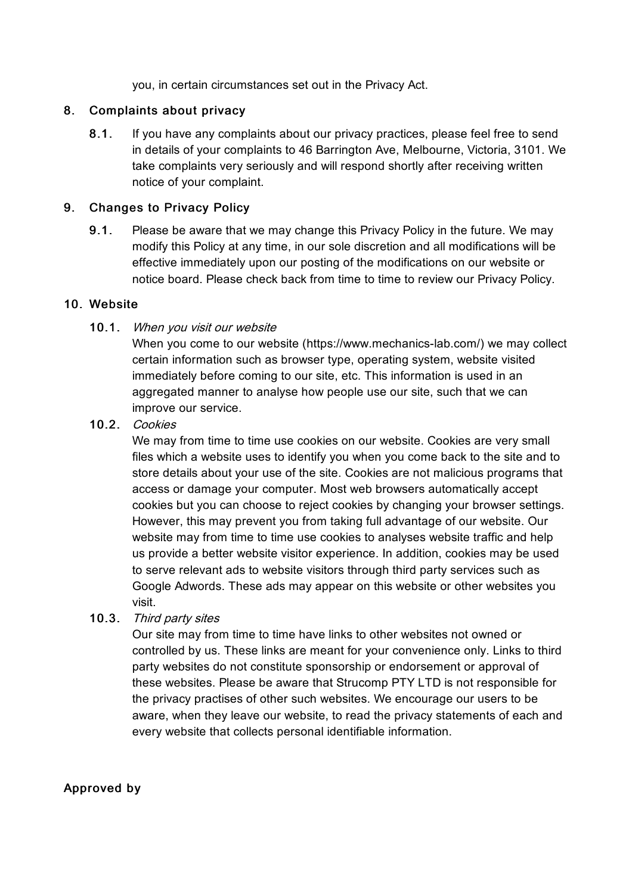you, in certain circumstances set out in the Privacy Act.

## 8. Complaints about privacy

**8.1.** If you have any complaints about our privacy practices, please feel free to send in details of your complaints to 46 Barrington Ave, Melbourne, Victoria, 3101. We take complaints very seriously and will respond shortly after receiving written notice of your complaint.

## 9. Changes to Privacy Policy

**9.1.** Please be aware that we may change this Privacy Policy in the future. We may modify this Policy at any time, in our sole discretion and all modifications will be effective immediately upon our posting of the modifications on our website or notice board. Please check back from time to time to review our Privacy Policy.

## 10. Website

**10.1.** *When you visit our website*
When you come to our website (https://www.mechanics-lab.com/) we may collect certain information such as browser type, operating system, website visited immediately before coming to our site, etc. This information is used in an aggregated manner to analyse how people use our site, such that we can improve our service.

**10.2.** *Cookies*
We may from time to time use cookies on our website. Cookies are very small files which a website uses to identify you when you come back to the site and to store details about your use of the site. Cookies are not malicious programs that access or damage your computer. Most web browsers automatically accept cookies but you can choose to reject cookies by changing your browser settings. However, this may prevent you from taking full advantage of our website. Our website may from time to time use cookies to analyses website traffic and help us provide a better website visitor experience. In addition, cookies may be used to serve relevant ads to website visitors through third party services such as Google Adwords. These ads may appear on this website or other websites you visit.

**10.3.** *Third party sites*
Our site may from time to time have links to other websites not owned or controlled by us. These links are meant for your convenience only. Links to third party websites do not constitute sponsorship or endorsement or approval of these websites. Please be aware that Strucomp PTY LTD is not responsible for the privacy practises of other such websites. We encourage our users to be aware, when they leave our website, to read the privacy statements of each and every website that collects personal identifiable information.

**Approved by**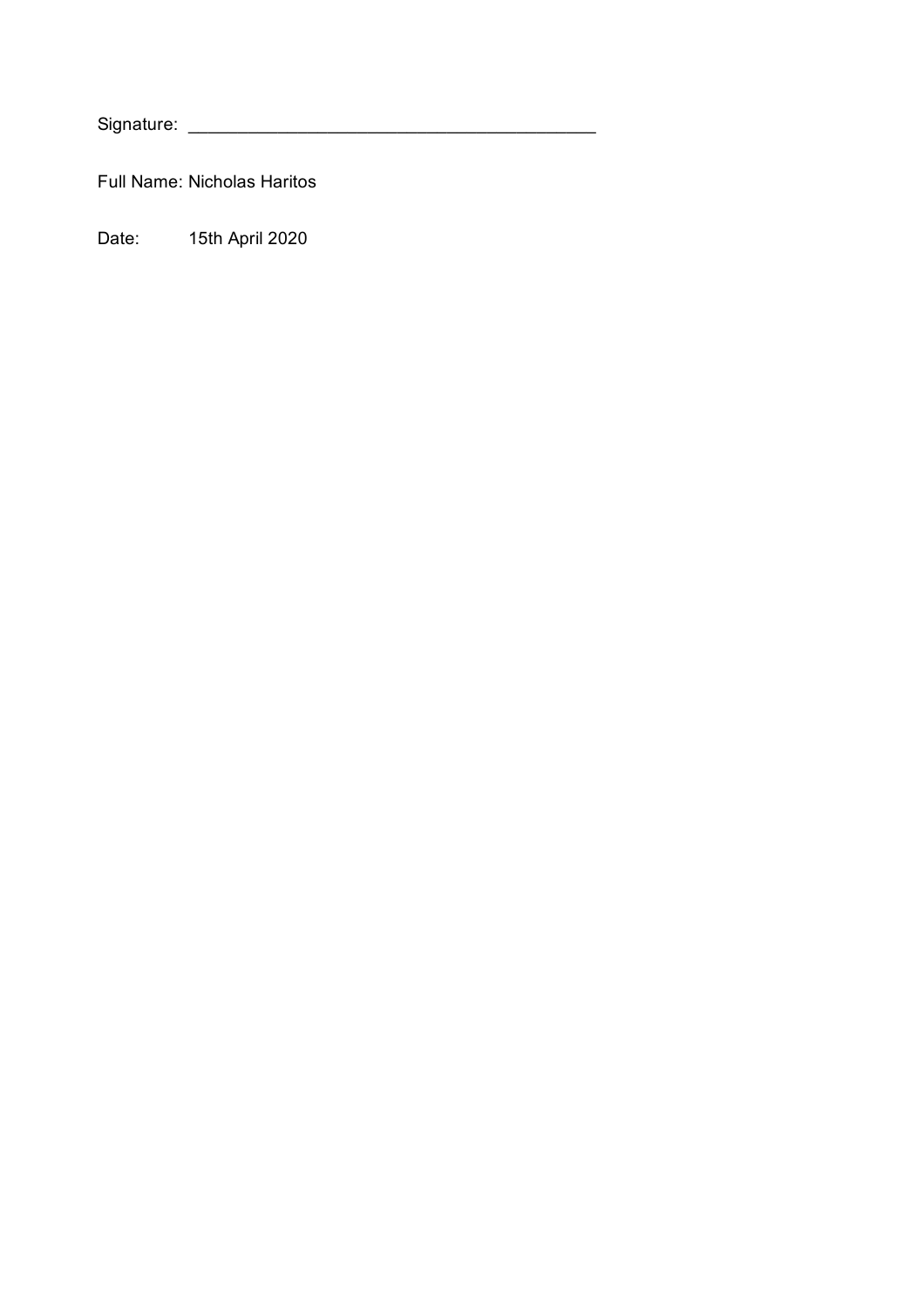Signature: ___________________________________________

Full Name: Nicholas Haritos

Date: 15th April 2020